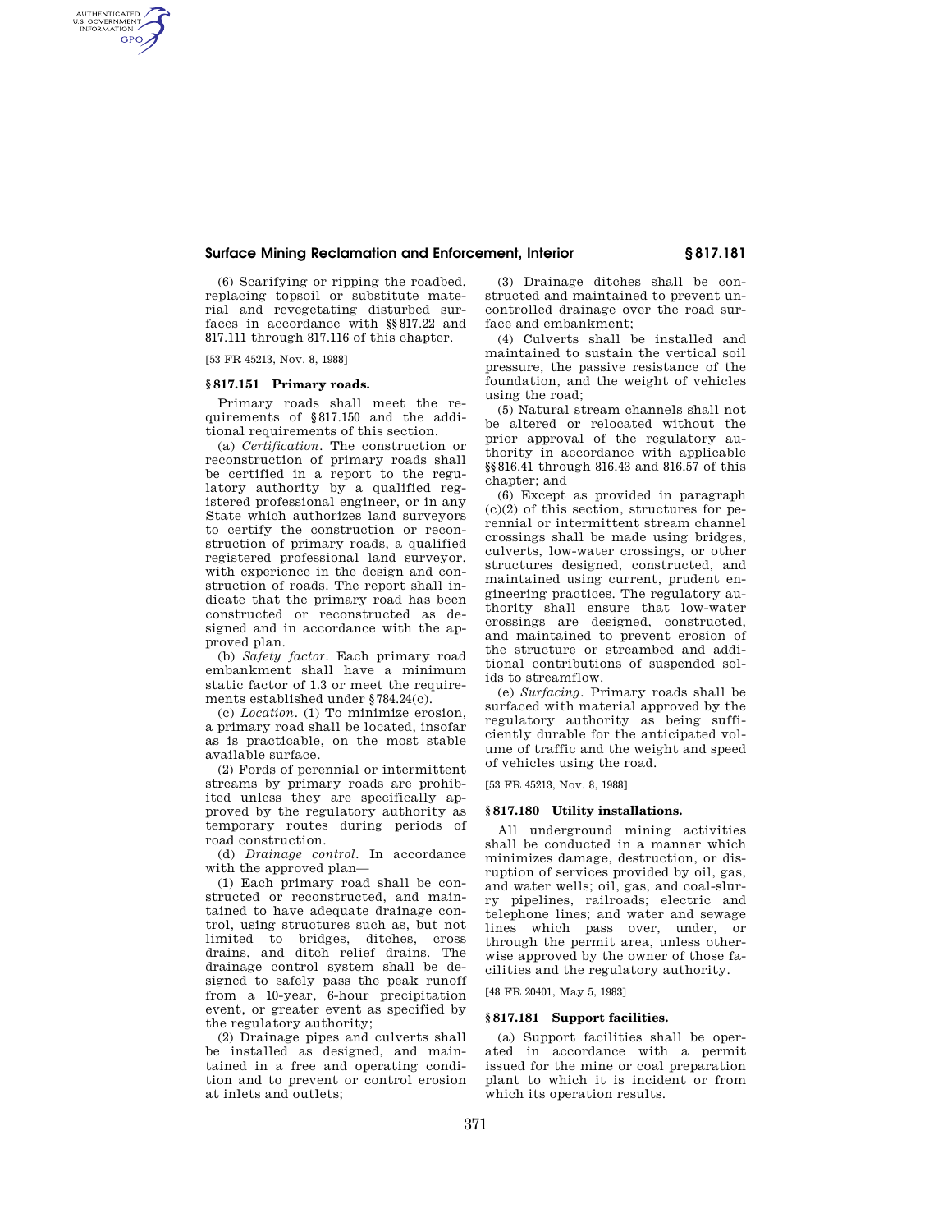(6) Scarifying or ripping the roadbed, replacing topsoil or substitute material and revegetating disturbed surfaces in accordance with §§817.22 and 817.111 through 817.116 of this chapter.

[53 FR 45213, Nov. 8, 1988]

### §817.151 Primary roads.

Primary roads shall meet the requirements of §817.150 and the additional requirements of this section.

(a) *Certification.* The construction or reconstruction of primary roads shall be certified in a report to the regulatory authority by a qualified registered professional engineer, or in any State which authorizes land surveyors to certify the construction or reconstruction of primary roads, a qualified registered professional land surveyor, with experience in the design and construction of roads. The report shall indicate that the primary road has been constructed or reconstructed as designed and in accordance with the approved plan.

(b) *Safety factor.* Each primary road embankment shall have a minimum static factor of 1.3 or meet the requirements established under §784.24(c).

(c) *Location.* (1) To minimize erosion, a primary road shall be located, insofar as is practicable, on the most stable available surface.

(2) Fords of perennial or intermittent streams by primary roads are prohibited unless they are specifically approved by the regulatory authority as temporary routes during periods of road construction.

(d) *Drainage control.* In accordance with the approved plan—

(1) Each primary road shall be constructed or reconstructed, and maintained to have adequate drainage control, using structures such as, but not limited to bridges, ditches, cross drains, and ditch relief drains. The drainage control system shall be designed to safely pass the peak runoff from a 10-year, 6-hour precipitation event, or greater event as specified by the regulatory authority;

(2) Drainage pipes and culverts shall be installed as designed, and maintained in a free and operating condition and to prevent or control erosion at inlets and outlets;

(3) Drainage ditches shall be constructed and maintained to prevent uncontrolled drainage over the road surface and embankment;

(4) Culverts shall be installed and maintained to sustain the vertical soil pressure, the passive resistance of the foundation, and the weight of vehicles using the road;

(5) Natural stream channels shall not be altered or relocated without the prior approval of the regulatory authority in accordance with applicable §§816.41 through 816.43 and 816.57 of this chapter; and

(6) Except as provided in paragraph (c)(2) of this section, structures for perennial or intermittent stream channel crossings shall be made using bridges, culverts, low-water crossings, or other structures designed, constructed, and maintained using current, prudent engineering practices. The regulatory authority shall ensure that low-water crossings are designed, constructed, and maintained to prevent erosion of the structure or streambed and additional contributions of suspended solids to streamflow.

(e) *Surfacing.* Primary roads shall be surfaced with material approved by the regulatory authority as being sufficiently durable for the anticipated volume of traffic and the weight and speed of vehicles using the road.

[53 FR 45213, Nov. 8, 1988]

### §817.180 Utility installations.

All underground mining activities shall be conducted in a manner which minimizes damage, destruction, or disruption of services provided by oil, gas, and water wells; oil, gas, and coal-slurry pipelines, railroads; electric and telephone lines; and water and sewage lines which pass over, under, or through the permit area, unless otherwise approved by the owner of those facilities and the regulatory authority.

[48 FR 20401, May 5, 1983]

### §817.181 Support facilities.

(a) Support facilities shall be operated in accordance with a permit issued for the mine or coal preparation plant to which it is incident or from which its operation results.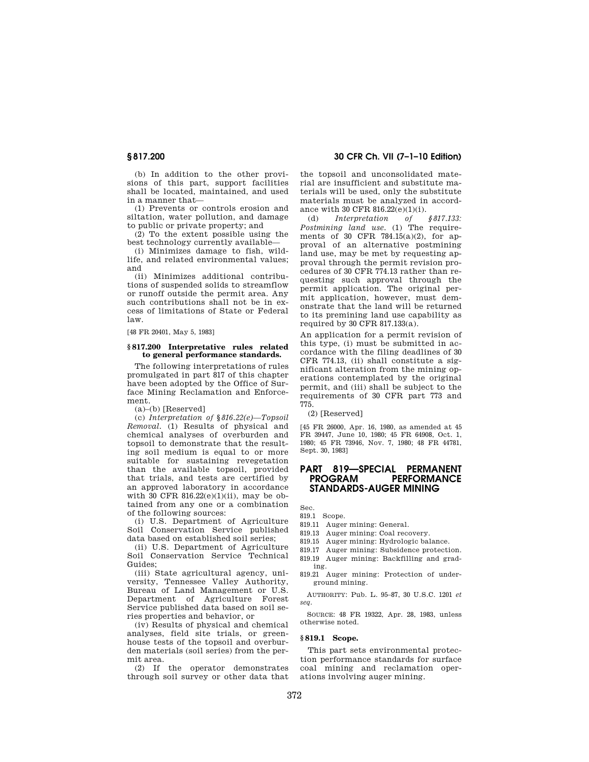(b) In addition to the other provisions of this part, support facilities shall be located, maintained, and used in a manner that—

(1) Prevents or controls erosion and siltation, water pollution, and damage to public or private property; and

(2) To the extent possible using the best technology currently available—

(i) Minimizes damage to fish, wildlife, and related environmental values; and

(ii) Minimizes additional contributions of suspended solids to streamflow or runoff outside the permit area. Any such contributions shall not be in excess of limitations of State or Federal law.

[48 FR 20401, May 5, 1983]

### § 817.200 Interpretative rules related to general performance standards.

The following interpretations of rules promulgated in part 817 of this chapter have been adopted by the Office of Surface Mining Reclamation and Enforcement.

(a)–(b) [Reserved]

(c) *Interpretation of § 816.22(e)—Topsoil Removal.* (1) Results of physical and chemical analyses of overburden and topsoil to demonstrate that the resulting soil medium is equal to or more suitable for sustaining revegetation than the available topsoil, provided that trials, and tests are certified by an approved laboratory in accordance with 30 CFR 816.22(e)(1)(ii), may be obtained from any one or a combination of the following sources:

(i) U.S. Department of Agriculture Soil Conservation Service published data based on established soil series;

(ii) U.S. Department of Agriculture Soil Conservation Service Technical Guides;

(iii) State agricultural agency, university, Tennessee Valley Authority, Bureau of Land Management or U.S. Department of Agriculture Forest Service published data based on soil series properties and behavior, or

(iv) Results of physical and chemical analyses, field site trials, or greenhouse tests of the topsoil and overburden materials (soil series) from the permit area.

(2) If the operator demonstrates through soil survey or other data that the topsoil and unconsolidated material are insufficient and substitute materials will be used, only the substitute materials must be analyzed in accordance with 30 CFR 816.22(e)(1)(i).

(d) *Interpretation of § 817.133: Postmining land use.* (1) The requirements of 30 CFR 784.15(a)(2), for approval of an alternative postmining land use, may be met by requesting approval through the permit revision procedures of 30 CFR 774.13 rather than requesting such approval through the permit application. The original permit application, however, must demonstrate that the land will be returned to its premining land use capability as required by 30 CFR 817.133(a).

An application for a permit revision of this type, (i) must be submitted in accordance with the filing deadlines of 30 CFR 774.13, (ii) shall constitute a significant alteration from the mining operations contemplated by the original permit, and (iii) shall be subject to the requirements of 30 CFR part 773 and 775.

(2) [Reserved]

[45 FR 26000, Apr. 16, 1980, as amended at 45 FR 39447, June 10, 1980; 45 FR 64908, Oct. 1, 1980; 45 FR 73946, Nov. 7, 1980; 48 FR 44781, Sept. 30, 1983]

## PART 819—SPECIAL PERMANENT PROGRAM PERFORMANCE STANDARDS-AUGER MINING

Sec.
819.1 Scope.
819.11 Auger mining: General.
819.13 Auger mining: Coal recovery.
819.15 Auger mining: Hydrologic balance.
819.17 Auger mining: Subsidence protection.
819.19 Auger mining: Backfilling and grading.
819.21 Auger mining: Protection of underground mining.

AUTHORITY: Pub. L. 95–87, 30 U.S.C. 1201 *et seq.*

SOURCE: 48 FR 19322, Apr. 28, 1983, unless otherwise noted.

### § 819.1 Scope.

This part sets environmental protection performance standards for surface coal mining and reclamation operations involving auger mining.